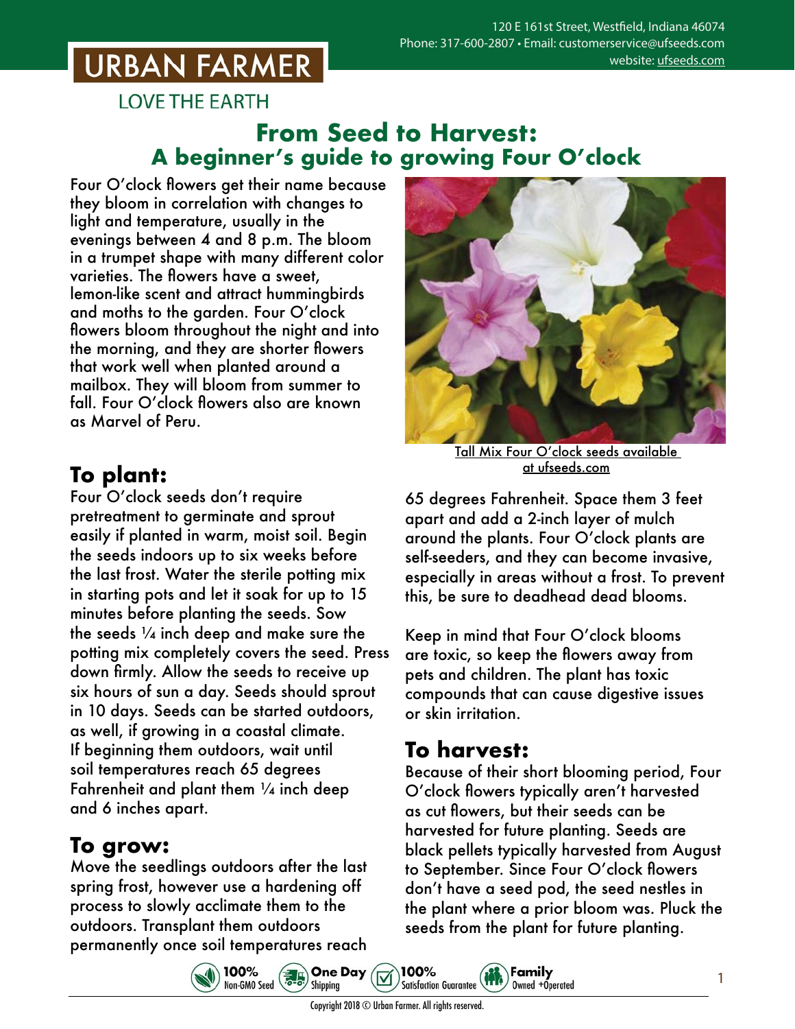URBAN FARMER

LOVE THE EARTH

120 E 161st Street, Westfield, Indiana 46074
Phone: 317-600-2807 • Email: customerservice@ufseeds.com
website: ufseeds.com

# From Seed to Harvest: A beginner's guide to growing Four O'clock

Four O'clock flowers get their name because they bloom in correlation with changes to light and temperature, usually in the evenings between 4 and 8 p.m. The bloom in a trumpet shape with many different color varieties. The flowers have a sweet, lemon-like scent and attract hummingbirds and moths to the garden. Four O'clock flowers bloom throughout the night and into the morning, and they are shorter flowers that work well when planted around a mailbox. They will bloom from summer to fall. Four O'clock flowers also are known as Marvel of Peru.

Tall Mix Four O'clock seeds available at ufseeds.com

## To plant:

Four O'clock seeds don't require pretreatment to germinate and sprout easily if planted in warm, moist soil. Begin the seeds indoors up to six weeks before the last frost. Water the sterile potting mix in starting pots and let it soak for up to 15 minutes before planting the seeds. Sow the seeds ¼ inch deep and make sure the potting mix completely covers the seed. Press down firmly. Allow the seeds to receive up six hours of sun a day. Seeds should sprout in 10 days. Seeds can be started outdoors, as well, if growing in a coastal climate. If beginning them outdoors, wait until soil temperatures reach 65 degrees Fahrenheit and plant them ¼ inch deep and 6 inches apart.

## To grow:

Move the seedlings outdoors after the last spring frost, however use a hardening off process to slowly acclimate them to the outdoors. Transplant them outdoors permanently once soil temperatures reach 65 degrees Fahrenheit. Space them 3 feet apart and add a 2-inch layer of mulch around the plants. Four O'clock plants are self-seeders, and they can become invasive, especially in areas without a frost. To prevent this, be sure to deadhead dead blooms.

Keep in mind that Four O'clock blooms are toxic, so keep the flowers away from pets and children. The plant has toxic compounds that can cause digestive issues or skin irritation.

## To harvest:

Because of their short blooming period, Four O'clock flowers typically aren't harvested as cut flowers, but their seeds can be harvested for future planting. Seeds are black pellets typically harvested from August to September. Since Four O'clock flowers don't have a seed pod, the seed nestles in the plant where a prior bloom was. Pluck the seeds from the plant for future planting.

100% Non-GMO Seed • One Day Shipping • 100% Satisfaction Guarantee • Family Owned +Operated

Copyright 2018 © Urban Farmer. All rights reserved.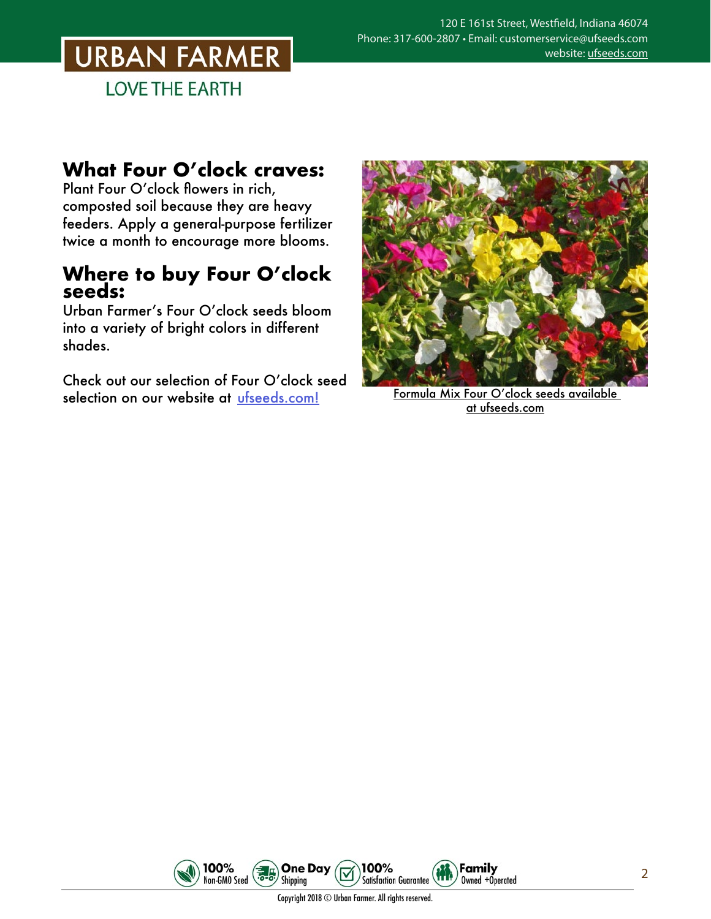## What Four O'clock craves:

Plant Four O'clock flowers in rich, composted soil because they are heavy feeders. Apply a general-purpose fertilizer twice a month to encourage more blooms.

## Where to buy Four O'clock seeds:

Urban Farmer's Four O'clock seeds bloom into a variety of bright colors in different shades.

Check out our selection of Four O'clock seed selection on our website at ufseeds.com!

Formula Mix Four O'clock seeds available at ufseeds.com